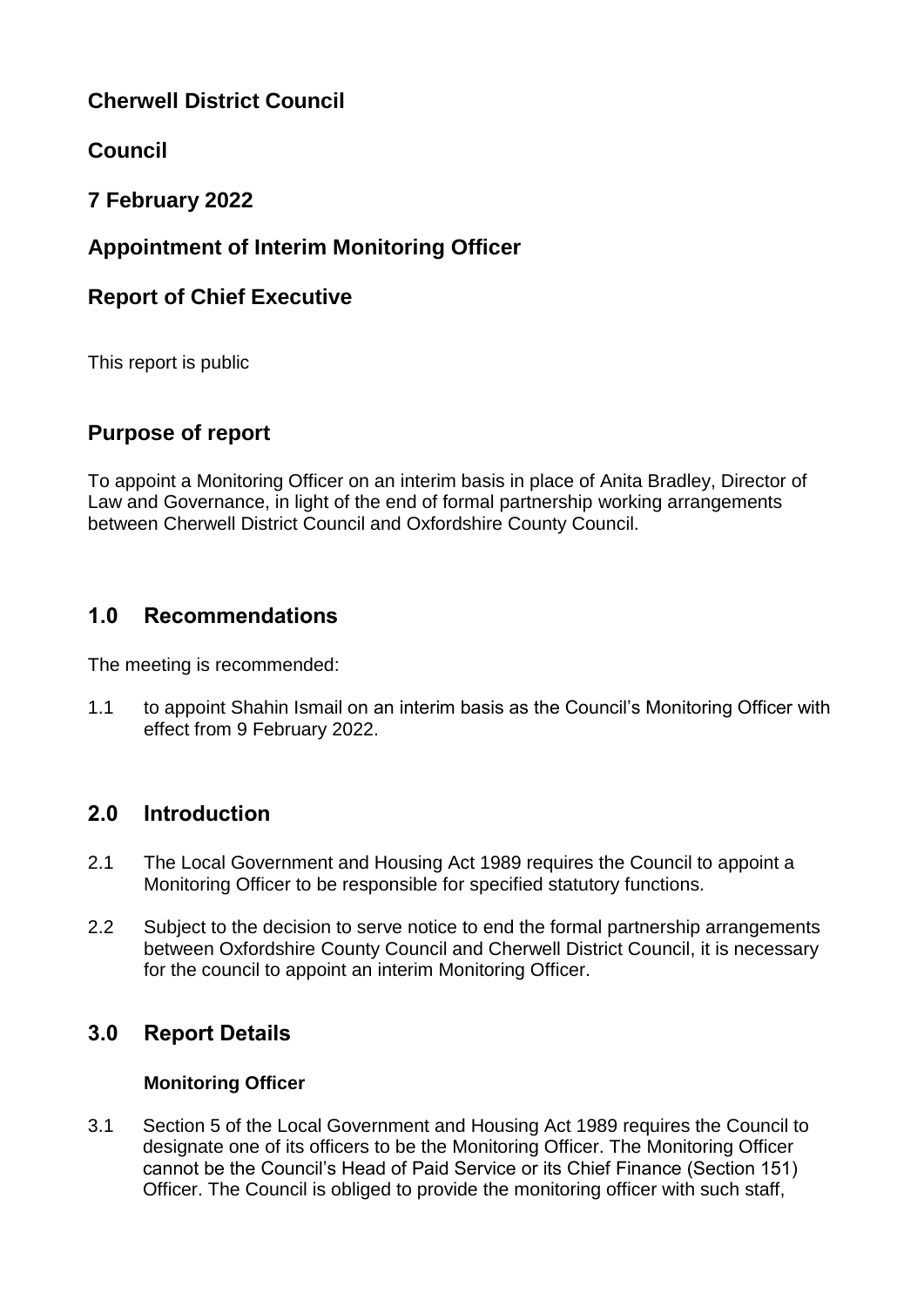# Cherwell District Council

## Council

## 7 February 2022

## Appointment of Interim Monitoring Officer

## Report of Chief Executive

This report is public

## Purpose of report

To appoint a Monitoring Officer on an interim basis in place of Anita Bradley, Director of Law and Governance, in light of the end of formal partnership working arrangements between Cherwell District Council and Oxfordshire County Council.

## 1.0 Recommendations

The meeting is recommended:

1.1 to appoint Shahin Ismail on an interim basis as the Council's Monitoring Officer with effect from 9 February 2022.

## 2.0 Introduction

2.1 The Local Government and Housing Act 1989 requires the Council to appoint a Monitoring Officer to be responsible for specified statutory functions.

2.2 Subject to the decision to serve notice to end the formal partnership arrangements between Oxfordshire County Council and Cherwell District Council, it is necessary for the council to appoint an interim Monitoring Officer.

## 3.0 Report Details

### Monitoring Officer

3.1 Section 5 of the Local Government and Housing Act 1989 requires the Council to designate one of its officers to be the Monitoring Officer. The Monitoring Officer cannot be the Council's Head of Paid Service or its Chief Finance (Section 151) Officer. The Council is obliged to provide the monitoring officer with such staff,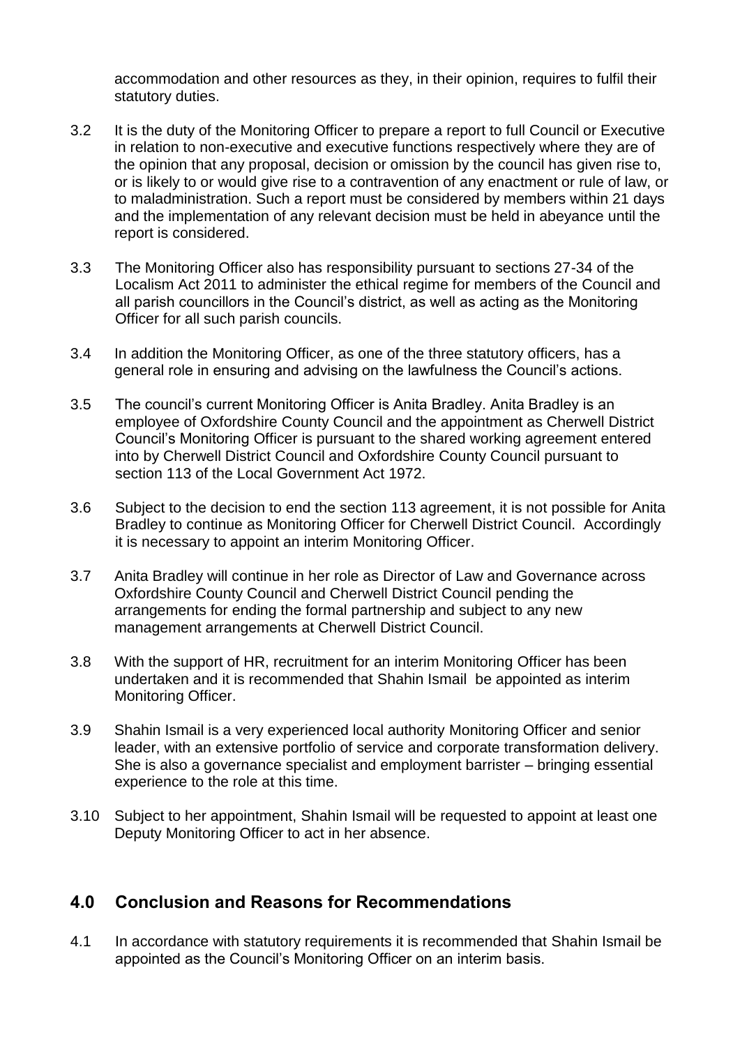accommodation and other resources as they, in their opinion, requires to fulfil their statutory duties.

3.2 It is the duty of the Monitoring Officer to prepare a report to full Council or Executive in relation to non-executive and executive functions respectively where they are of the opinion that any proposal, decision or omission by the council has given rise to, or is likely to or would give rise to a contravention of any enactment or rule of law, or to maladministration. Such a report must be considered by members within 21 days and the implementation of any relevant decision must be held in abeyance until the report is considered.

3.3 The Monitoring Officer also has responsibility pursuant to sections 27-34 of the Localism Act 2011 to administer the ethical regime for members of the Council and all parish councillors in the Council's district, as well as acting as the Monitoring Officer for all such parish councils.

3.4 In addition the Monitoring Officer, as one of the three statutory officers, has a general role in ensuring and advising on the lawfulness the Council's actions.

3.5 The council's current Monitoring Officer is Anita Bradley. Anita Bradley is an employee of Oxfordshire County Council and the appointment as Cherwell District Council's Monitoring Officer is pursuant to the shared working agreement entered into by Cherwell District Council and Oxfordshire County Council pursuant to section 113 of the Local Government Act 1972.

3.6 Subject to the decision to end the section 113 agreement, it is not possible for Anita Bradley to continue as Monitoring Officer for Cherwell District Council. Accordingly it is necessary to appoint an interim Monitoring Officer.

3.7 Anita Bradley will continue in her role as Director of Law and Governance across Oxfordshire County Council and Cherwell District Council pending the arrangements for ending the formal partnership and subject to any new management arrangements at Cherwell District Council.

3.8 With the support of HR, recruitment for an interim Monitoring Officer has been undertaken and it is recommended that Shahin Ismail be appointed as interim Monitoring Officer.

3.9 Shahin Ismail is a very experienced local authority Monitoring Officer and senior leader, with an extensive portfolio of service and corporate transformation delivery. She is also a governance specialist and employment barrister – bringing essential experience to the role at this time.

3.10 Subject to her appointment, Shahin Ismail will be requested to appoint at least one Deputy Monitoring Officer to act in her absence.

## 4.0 Conclusion and Reasons for Recommendations

4.1 In accordance with statutory requirements it is recommended that Shahin Ismail be appointed as the Council's Monitoring Officer on an interim basis.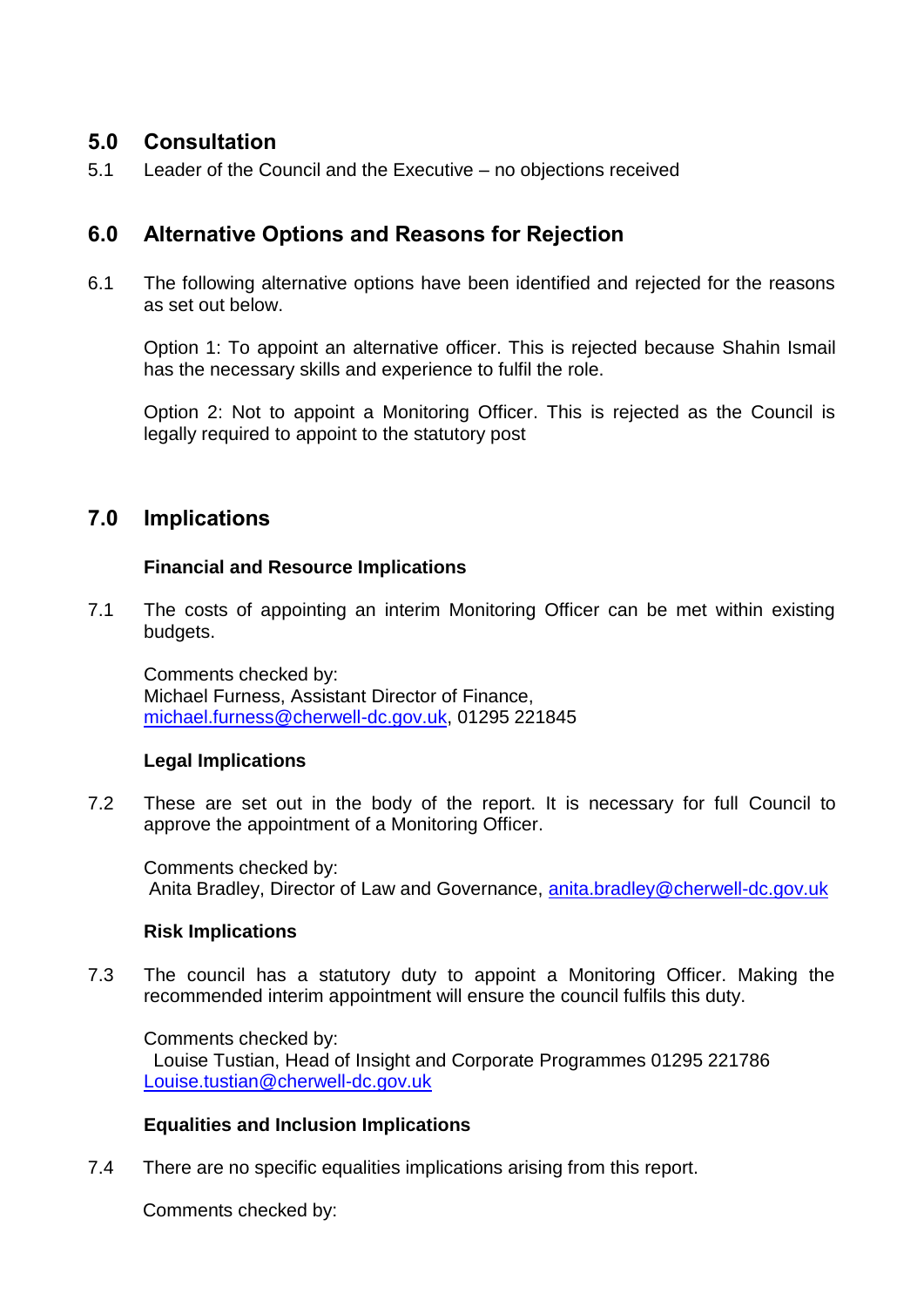## 5.0 Consultation

5.1 Leader of the Council and the Executive – no objections received

## 6.0 Alternative Options and Reasons for Rejection

6.1 The following alternative options have been identified and rejected for the reasons as set out below.

Option 1: To appoint an alternative officer. This is rejected because Shahin Ismail has the necessary skills and experience to fulfil the role.

Option 2: Not to appoint a Monitoring Officer. This is rejected as the Council is legally required to appoint to the statutory post

## 7.0 Implications

**Financial and Resource Implications**

7.1 The costs of appointing an interim Monitoring Officer can be met within existing budgets.

Comments checked by:
Michael Furness, Assistant Director of Finance,
michael.furness@cherwell-dc.gov.uk, 01295 221845

**Legal Implications**

7.2 These are set out in the body of the report. It is necessary for full Council to approve the appointment of a Monitoring Officer.

Comments checked by:
Anita Bradley, Director of Law and Governance, anita.bradley@cherwell-dc.gov.uk

**Risk Implications**

7.3 The council has a statutory duty to appoint a Monitoring Officer. Making the recommended interim appointment will ensure the council fulfils this duty.

Comments checked by:
Louise Tustian, Head of Insight and Corporate Programmes 01295 221786
Louise.tustian@cherwell-dc.gov.uk

**Equalities and Inclusion Implications**

7.4 There are no specific equalities implications arising from this report.

Comments checked by: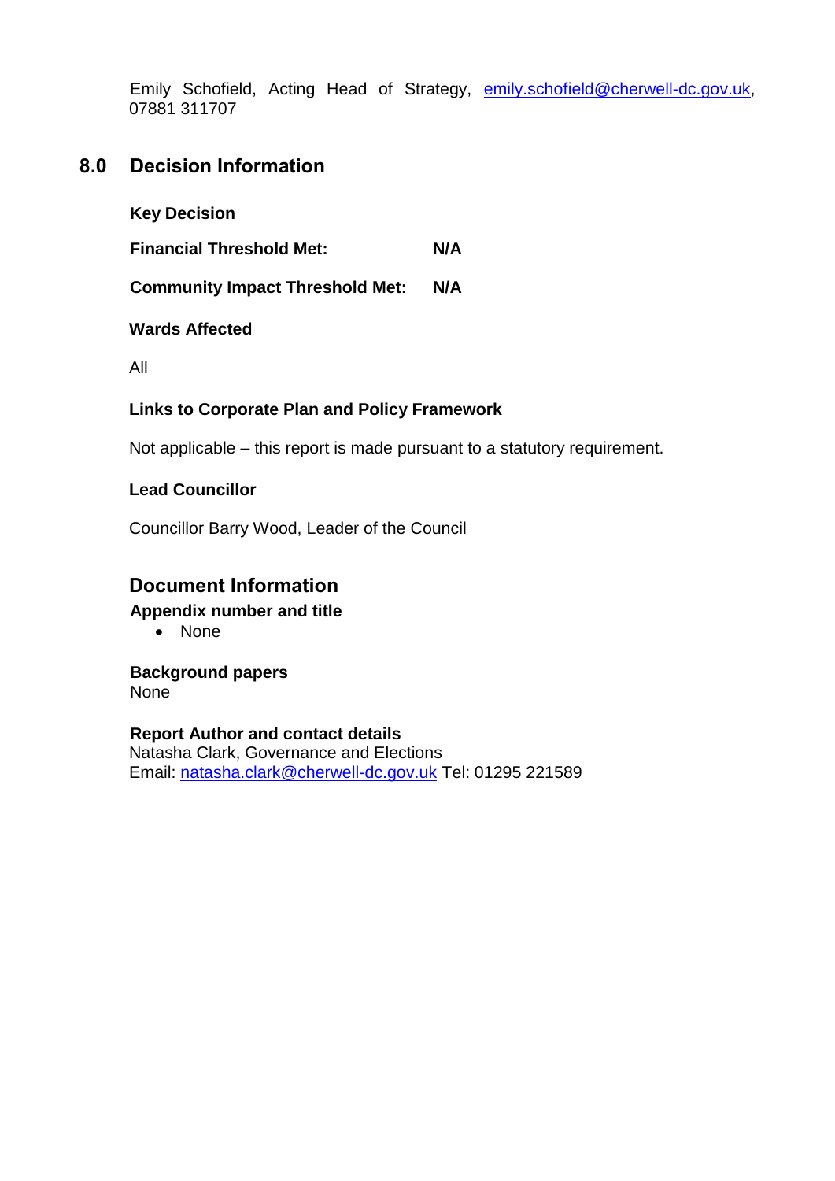Emily Schofield, Acting Head of Strategy, emily.schofield@cherwell-dc.gov.uk, 07881 311707

## 8.0 Decision Information

**Key Decision**

**Financial Threshold Met:** **N/A**

**Community Impact Threshold Met:** **N/A**

**Wards Affected**

All

**Links to Corporate Plan and Policy Framework**

Not applicable – this report is made pursuant to a statutory requirement.

**Lead Councillor**

Councillor Barry Wood, Leader of the Council

## Document Information

**Appendix number and title**

- None

**Background papers**
None

**Report Author and contact details**
Natasha Clark, Governance and Elections
Email: natasha.clark@cherwell-dc.gov.uk Tel: 01295 221589